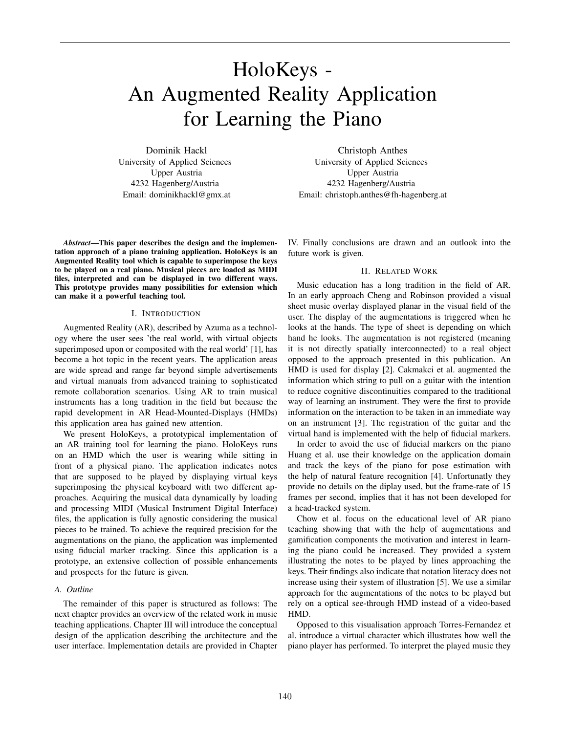# HoloKeys - An Augmented Reality Application for Learning the Piano

Dominik Hackl
University of Applied Sciences
Upper Austria
4232 Hagenberg/Austria
Email: dominikhackl@gmx.at

Christoph Anthes
University of Applied Sciences
Upper Austria
4232 Hagenberg/Austria
Email: christoph.anthes@fh-hagenberg.at

***Abstract*—This paper describes the design and the implementation approach of a piano training application. HoloKeys is an Augmented Reality tool which is capable to superimpose the keys to be played on a real piano. Musical pieces are loaded as MIDI files, interpreted and can be displayed in two different ways. This prototype provides many possibilities for extension which can make it a powerful teaching tool.**

## I. Introduction

Augmented Reality (AR), described by Azuma as a technology where the user sees 'the real world, with virtual objects superimposed upon or composited with the real world' [1], has become a hot topic in the recent years. The application areas are wide spread and range far beyond simple advertisements and virtual manuals from advanced training to sophisticated remote collaboration scenarios. Using AR to train musical instruments has a long tradition in the field but because the rapid development in AR Head-Mounted-Displays (HMDs) this application area has gained new attention.

We present HoloKeys, a prototypical implementation of an AR training tool for learning the piano. HoloKeys runs on an HMD which the user is wearing while sitting in front of a physical piano. The application indicates notes that are supposed to be played by displaying virtual keys superimposing the physical keyboard with two different approaches. Acquiring the musical data dynamically by loading and processing MIDI (Musical Instrument Digital Interface) files, the application is fully agnostic considering the musical pieces to be trained. To achieve the required precision for the augmentations on the piano, the application was implemented using fiducial marker tracking. Since this application is a prototype, an extensive collection of possible enhancements and prospects for the future is given.

### A. Outline

The remainder of this paper is structured as follows: The next chapter provides an overview of the related work in music teaching applications. Chapter III will introduce the conceptual design of the application describing the architecture and the user interface. Implementation details are provided in Chapter IV. Finally conclusions are drawn and an outlook into the future work is given.

## II. Related Work

Music education has a long tradition in the field of AR. In an early approach Cheng and Robinson provided a visual sheet music overlay displayed planar in the visual field of the user. The display of the augmentations is triggered when he looks at the hands. The type of sheet is depending on which hand he looks. The augmentation is not registered (meaning it is not directly spatially interconnected) to a real object opposed to the approach presented in this publication. An HMD is used for display [2]. Cakmakci et al. augmented the information which string to pull on a guitar with the intention to reduce cognitive discontinuities compared to the traditional way of learning an instrument. They were the first to provide information on the interaction to be taken in an immediate way on an instrument [3]. The registration of the guitar and the virtual hand is implemented with the help of fiducial markers.

In order to avoid the use of fiducial markers on the piano Huang et al. use their knowledge on the application domain and track the keys of the piano for pose estimation with the help of natural feature recognition [4]. Unfortunatly they provide no details on the diplay used, but the frame-rate of 15 frames per second, implies that it has not been developed for a head-tracked system.

Chow et al. focus on the educational level of AR piano teaching showing that with the help of augmentations and gamification components the motivation and interest in learning the piano could be increased. They provided a system illustrating the notes to be played by lines approaching the keys. Their findings also indicate that notation literacy does not increase using their system of illustration [5]. We use a similar approach for the augmentations of the notes to be played but rely on a optical see-through HMD instead of a video-based HMD.

Opposed to this visualisation approach Torres-Fernandez et al. introduce a virtual character which illustrates how well the piano player has performed. To interpret the played music they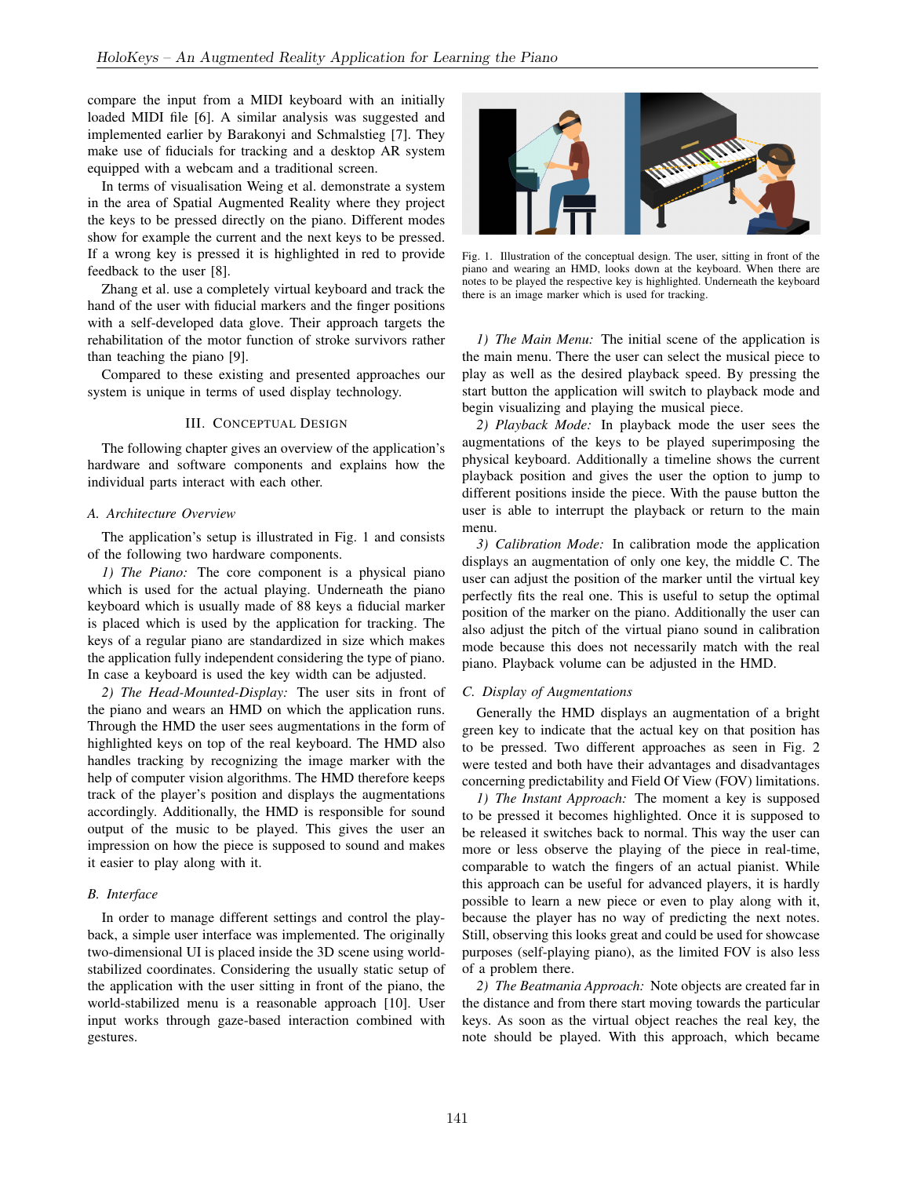compare the input from a MIDI keyboard with an initially loaded MIDI file [6]. A similar analysis was suggested and implemented earlier by Barakonyi and Schmalstieg [7]. They make use of fiducials for tracking and a desktop AR system equipped with a webcam and a traditional screen.

In terms of visualisation Weing et al. demonstrate a system in the area of Spatial Augmented Reality where they project the keys to be pressed directly on the piano. Different modes show for example the current and the next keys to be pressed. If a wrong key is pressed it is highlighted in red to provide feedback to the user [8].

Zhang et al. use a completely virtual keyboard and track the hand of the user with fiducial markers and the finger positions with a self-developed data glove. Their approach targets the rehabilitation of the motor function of stroke survivors rather than teaching the piano [9].

Compared to these existing and presented approaches our system is unique in terms of used display technology.

## III. Conceptual Design

The following chapter gives an overview of the application's hardware and software components and explains how the individual parts interact with each other.

### A. Architecture Overview

The application's setup is illustrated in Fig. 1 and consists of the following two hardware components.

*1) The Piano:* The core component is a physical piano which is used for the actual playing. Underneath the piano keyboard which is usually made of 88 keys a fiducial marker is placed which is used by the application for tracking. The keys of a regular piano are standardized in size which makes the application fully independent considering the type of piano. In case a keyboard is used the key width can be adjusted.

*2) The Head-Mounted-Display:* The user sits in front of the piano and wears an HMD on which the application runs. Through the HMD the user sees augmentations in the form of highlighted keys on top of the real keyboard. The HMD also handles tracking by recognizing the image marker with the help of computer vision algorithms. The HMD therefore keeps track of the player's position and displays the augmentations accordingly. Additionally, the HMD is responsible for sound output of the music to be played. This gives the user an impression on how the piece is supposed to sound and makes it easier to play along with it.

### B. Interface

In order to manage different settings and control the playback, a simple user interface was implemented. The originally two-dimensional UI is placed inside the 3D scene using world-stabilized coordinates. Considering the usually static setup of the application with the user sitting in front of the piano, the world-stabilized menu is a reasonable approach [10]. User input works through gaze-based interaction combined with gestures.

Fig. 1. Illustration of the conceptual design. The user, sitting in front of the piano and wearing an HMD, looks down at the keyboard. When there are notes to be played the respective key is highlighted. Underneath the keyboard there is an image marker which is used for tracking.

*1) The Main Menu:* The initial scene of the application is the main menu. There the user can select the musical piece to play as well as the desired playback speed. By pressing the start button the application will switch to playback mode and begin visualizing and playing the musical piece.

*2) Playback Mode:* In playback mode the user sees the augmentations of the keys to be played superimposing the physical keyboard. Additionally a timeline shows the current playback position and gives the user the option to jump to different positions inside the piece. With the pause button the user is able to interrupt the playback or return to the main menu.

*3) Calibration Mode:* In calibration mode the application displays an augmentation of only one key, the middle C. The user can adjust the position of the marker until the virtual key perfectly fits the real one. This is useful to setup the optimal position of the marker on the piano. Additionally the user can also adjust the pitch of the virtual piano sound in calibration mode because this does not necessarily match with the real piano. Playback volume can be adjusted in the HMD.

### C. Display of Augmentations

Generally the HMD displays an augmentation of a bright green key to indicate that the actual key on that position has to be pressed. Two different approaches as seen in Fig. 2 were tested and both have their advantages and disadvantages concerning predictability and Field Of View (FOV) limitations.

*1) The Instant Approach:* The moment a key is supposed to be pressed it becomes highlighted. Once it is supposed to be released it switches back to normal. This way the user can more or less observe the playing of the piece in real-time, comparable to watch the fingers of an actual pianist. While this approach can be useful for advanced players, it is hardly possible to learn a new piece or even to play along with it, because the player has no way of predicting the next notes. Still, observing this looks great and could be used for showcase purposes (self-playing piano), as the limited FOV is also less of a problem there.

*2) The Beatmania Approach:* Note objects are created far in the distance and from there start moving towards the particular keys. As soon as the virtual object reaches the real key, the note should be played. With this approach, which became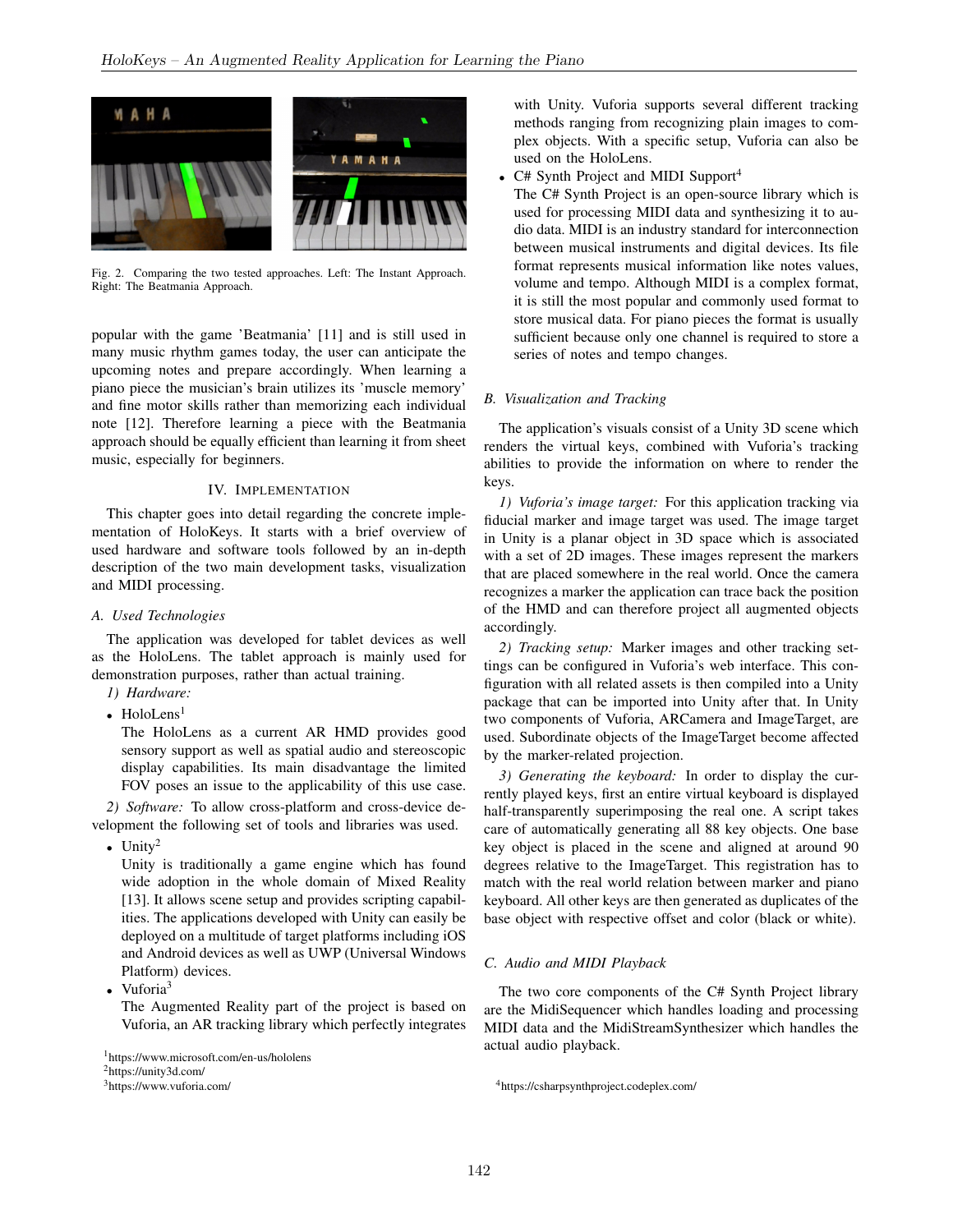Fig. 2. Comparing the two tested approaches. Left: The Instant Approach. Right: The Beatmania Approach.

popular with the game 'Beatmania' [11] and is still used in many music rhythm games today, the user can anticipate the upcoming notes and prepare accordingly. When learning a piano piece the musician's brain utilizes its 'muscle memory' and fine motor skills rather than memorizing each individual note [12]. Therefore learning a piece with the Beatmania approach should be equally efficient than learning it from sheet music, especially for beginners.

## IV. Implementation

This chapter goes into detail regarding the concrete implementation of HoloKeys. It starts with a brief overview of used hardware and software tools followed by an in-depth description of the two main development tasks, visualization and MIDI processing.

### A. Used Technologies

The application was developed for tablet devices as well as the HoloLens. The tablet approach is mainly used for demonstration purposes, rather than actual training.

*1) Hardware:*

- HoloLens[1]
  The HoloLens as a current AR HMD provides good sensory support as well as spatial audio and stereoscopic display capabilities. Its main disadvantage the limited FOV poses an issue to the applicability of this use case.

*2) Software:* To allow cross-platform and cross-device development the following set of tools and libraries was used.

- Unity[2]
  Unity is traditionally a game engine which has found wide adoption in the whole domain of Mixed Reality [13]. It allows scene setup and provides scripting capabilities. The applications developed with Unity can easily be deployed on a multitude of target platforms including iOS and Android devices as well as UWP (Universal Windows Platform) devices.
- Vuforia[3]
  The Augmented Reality part of the project is based on Vuforia, an AR tracking library which perfectly integrates with Unity. Vuforia supports several different tracking methods ranging from recognizing plain images to complex objects. With a specific setup, Vuforia can also be used on the HoloLens.
- C# Synth Project and MIDI Support[4]
  The C# Synth Project is an open-source library which is used for processing MIDI data and synthesizing it to audio data. MIDI is an industry standard for interconnection between musical instruments and digital devices. Its file format represents musical information like notes values, volume and tempo. Although MIDI is a complex format, it is still the most popular and commonly used format to store musical data. For piano pieces the format is usually sufficient because only one channel is required to store a series of notes and tempo changes.

### B. Visualization and Tracking

The application's visuals consist of a Unity 3D scene which renders the virtual keys, combined with Vuforia's tracking abilities to provide the information on where to render the keys.

*1) Vuforia's image target:* For this application tracking via fiducial marker and image target was used. The image target in Unity is a planar object in 3D space which is associated with a set of 2D images. These images represent the markers that are placed somewhere in the real world. Once the camera recognizes a marker the application can trace back the position of the HMD and can therefore project all augmented objects accordingly.

*2) Tracking setup:* Marker images and other tracking settings can be configured in Vuforia's web interface. This configuration with all related assets is then compiled into a Unity package that can be imported into Unity after that. In Unity two components of Vuforia, ARCamera and ImageTarget, are used. Subordinate objects of the ImageTarget become affected by the marker-related projection.

*3) Generating the keyboard:* In order to display the currently played keys, first an entire virtual keyboard is displayed half-transparently superimposing the real one. A script takes care of automatically generating all 88 key objects. One base key object is placed in the scene and aligned at around 90 degrees relative to the ImageTarget. This registration has to match with the real world relation between marker and piano keyboard. All other keys are then generated as duplicates of the base object with respective offset and color (black or white).

### C. Audio and MIDI Playback

The two core components of the C# Synth Project library are the MidiSequencer which handles loading and processing MIDI data and the MidiStreamSynthesizer which handles the actual audio playback.

[1]https://www.microsoft.com/en-us/hololens
[2]https://unity3d.com/
[3]https://www.vuforia.com/
[4]https://csharpsynthproject.codeplex.com/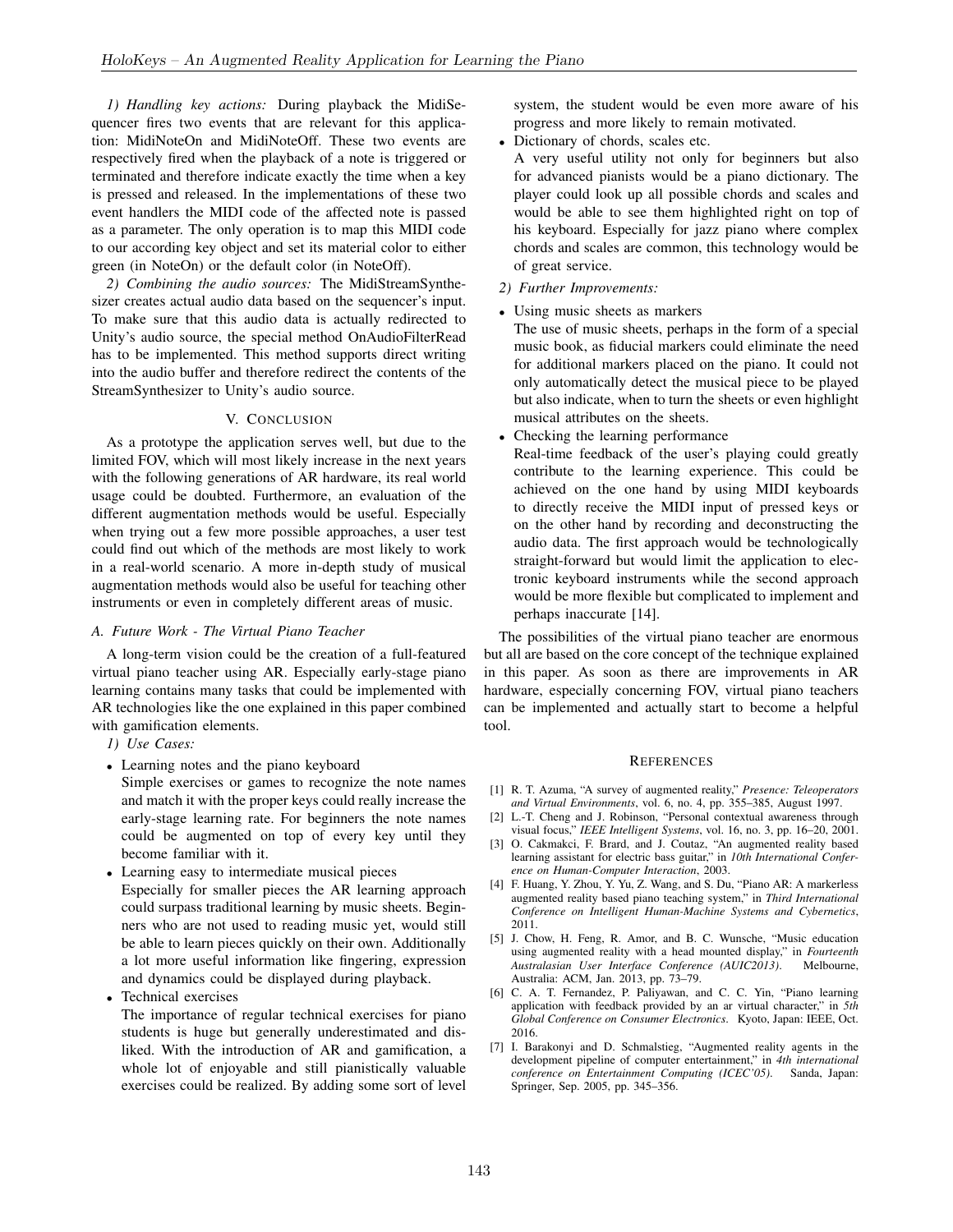*1) Handling key actions:* During playback the MidiSequencer fires two events that are relevant for this application: MidiNoteOn and MidiNoteOff. These two events are respectively fired when the playback of a note is triggered or terminated and therefore indicate exactly the time when a key is pressed and released. In the implementations of these two event handlers the MIDI code of the affected note is passed as a parameter. The only operation is to map this MIDI code to our according key object and set its material color to either green (in NoteOn) or the default color (in NoteOff).

*2) Combining the audio sources:* The MidiStreamSynthesizer creates actual audio data based on the sequencer's input. To make sure that this audio data is actually redirected to Unity's audio source, the special method OnAudioFilterRead has to be implemented. This method supports direct writing into the audio buffer and therefore redirect the contents of the StreamSynthesizer to Unity's audio source.

## V. Conclusion

As a prototype the application serves well, but due to the limited FOV, which will most likely increase in the next years with the following generations of AR hardware, its real world usage could be doubted. Furthermore, an evaluation of the different augmentation methods would be useful. Especially when trying out a few more possible approaches, a user test could find out which of the methods are most likely to work in a real-world scenario. A more in-depth study of musical augmentation methods would also be useful for teaching other instruments or even in completely different areas of music.

### *A. Future Work - The Virtual Piano Teacher*

A long-term vision could be the creation of a full-featured virtual piano teacher using AR. Especially early-stage piano learning contains many tasks that could be implemented with AR technologies like the one explained in this paper combined with gamification elements.

*1) Use Cases:*

- Learning notes and the piano keyboard
  Simple exercises or games to recognize the note names and match it with the proper keys could really increase the early-stage learning rate. For beginners the note names could be augmented on top of every key until they become familiar with it.
- Learning easy to intermediate musical pieces
  Especially for smaller pieces the AR learning approach could surpass traditional learning by music sheets. Beginners who are not used to reading music yet, would still be able to learn pieces quickly on their own. Additionally a lot more useful information like fingering, expression and dynamics could be displayed during playback.
- Technical exercises
  The importance of regular technical exercises for piano students is huge but generally underestimated and disliked. With the introduction of AR and gamification, a whole lot of enjoyable and still pianistically valuable exercises could be realized. By adding some sort of level system, the student would be even more aware of his progress and more likely to remain motivated.
- Dictionary of chords, scales etc.
  A very useful utility not only for beginners but also for advanced pianists would be a piano dictionary. The player could look up all possible chords and scales and would be able to see them highlighted right on top of his keyboard. Especially for jazz piano where complex chords and scales are common, this technology would be of great service.

*2) Further Improvements:*

- Using music sheets as markers
  The use of music sheets, perhaps in the form of a special music book, as fiducial markers could eliminate the need for additional markers placed on the piano. It could not only automatically detect the musical piece to be played but also indicate, when to turn the sheets or even highlight musical attributes on the sheets.
- Checking the learning performance
  Real-time feedback of the user's playing could greatly contribute to the learning experience. This could be achieved on the one hand by using MIDI keyboards to directly receive the MIDI input of pressed keys or on the other hand by recording and deconstructing the audio data. The first approach would be technologically straight-forward but would limit the application to electronic keyboard instruments while the second approach would be more flexible but complicated to implement and perhaps inaccurate [14].

The possibilities of the virtual piano teacher are enormous but all are based on the core concept of the technique explained in this paper. As soon as there are improvements in AR hardware, especially concerning FOV, virtual piano teachers can be implemented and actually start to become a helpful tool.

## References

[1] R. T. Azuma, "A survey of augmented reality," *Presence: Teleoperators and Virtual Environments*, vol. 6, no. 4, pp. 355–385, August 1997.

[2] L.-T. Cheng and J. Robinson, "Personal contextual awareness through visual focus," *IEEE Intelligent Systems*, vol. 16, no. 3, pp. 16–20, 2001.

[3] O. Cakmakci, F. Brard, and J. Coutaz, "An augmented reality based learning assistant for electric bass guitar," in *10th International Conference on Human-Computer Interaction*, 2003.

[4] F. Huang, Y. Zhou, Y. Yu, Z. Wang, and S. Du, "Piano AR: A markerless augmented reality based piano teaching system," in *Third International Conference on Intelligent Human-Machine Systems and Cybernetics*, 2011.

[5] J. Chow, H. Feng, R. Amor, and B. C. Wunsche, "Music education using augmented reality with a head mounted display," in *Fourteenth Australasian User Interface Conference (AUIC2013)*. Melbourne, Australia: ACM, Jan. 2013, pp. 73–79.

[6] C. A. T. Fernandez, P. Paliyawan, and C. C. Yin, "Piano learning application with feedback provided by an ar virtual character," in *5th Global Conference on Consumer Electronics*. Kyoto, Japan: IEEE, Oct. 2016.

[7] I. Barakonyi and D. Schmalstieg, "Augmented reality agents in the development pipeline of computer entertainment," in *4th international conference on Entertainment Computing (ICEC'05)*. Sanda, Japan: Springer, Sep. 2005, pp. 345–356.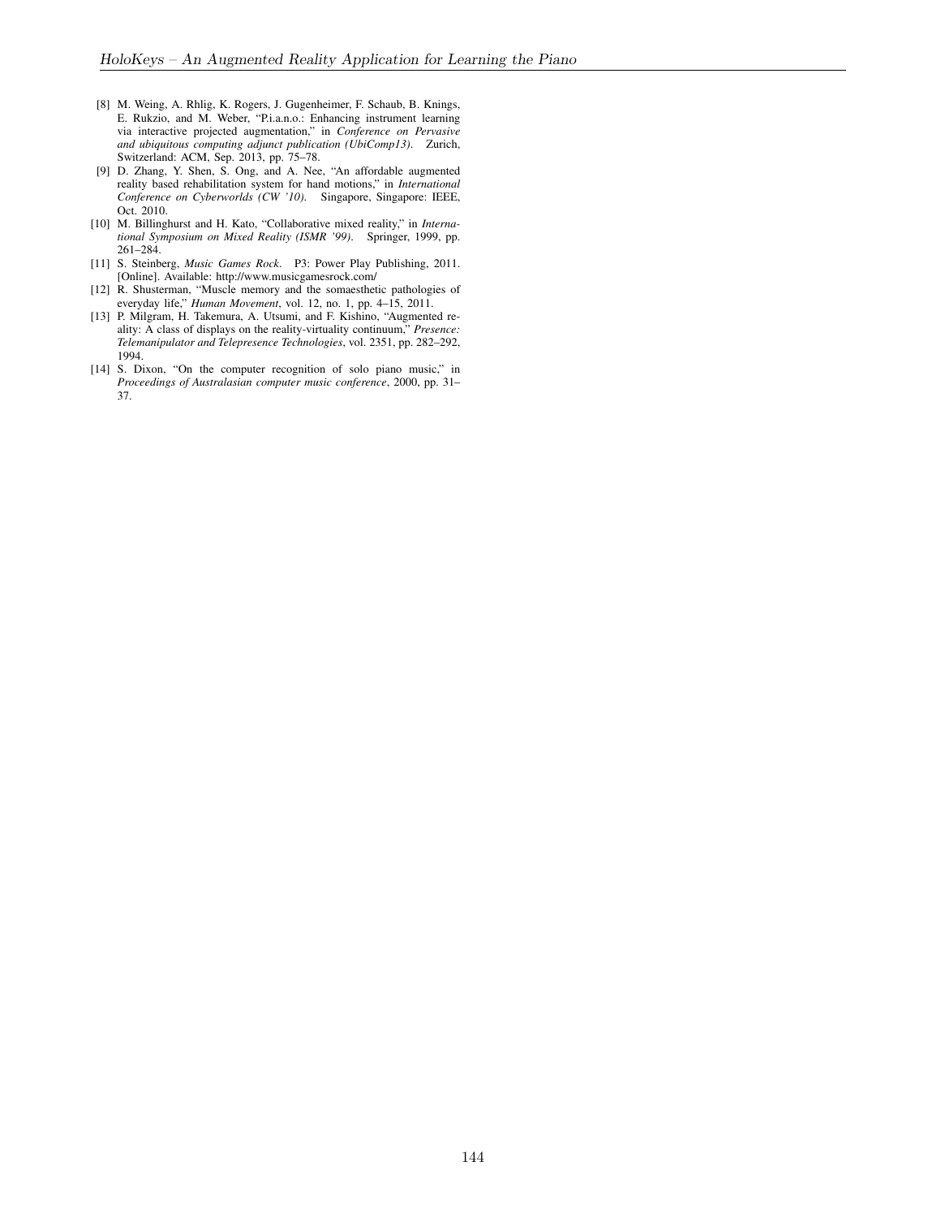[8] M. Weing, A. Rhlig, K. Rogers, J. Gugenheimer, F. Schaub, B. Knings, E. Rukzio, and M. Weber, "P.i.a.n.o.: Enhancing instrument learning via interactive projected augmentation," in *Conference on Pervasive and ubiquitous computing adjunct publication (UbiComp13)*. Zurich, Switzerland: ACM, Sep. 2013, pp. 75–78.

[9] D. Zhang, Y. Shen, S. Ong, and A. Nee, "An affordable augmented reality based rehabilitation system for hand motions," in *International Conference on Cyberworlds (CW '10)*. Singapore, Singapore: IEEE, Oct. 2010.

[10] M. Billinghurst and H. Kato, "Collaborative mixed reality," in *International Symposium on Mixed Reality (ISMR '99)*. Springer, 1999, pp. 261–284.

[11] S. Steinberg, *Music Games Rock*. P3: Power Play Publishing, 2011. [Online]. Available: http://www.musicgamesrock.com/

[12] R. Shusterman, "Muscle memory and the somaesthetic pathologies of everyday life," *Human Movement*, vol. 12, no. 1, pp. 4–15, 2011.

[13] P. Milgram, H. Takemura, A. Utsumi, and F. Kishino, "Augmented reality: A class of displays on the reality-virtuality continuum," *Presence: Telemanipulator and Telepresence Technologies*, vol. 2351, pp. 282–292, 1994.

[14] S. Dixon, "On the computer recognition of solo piano music," in *Proceedings of Australasian computer music conference*, 2000, pp. 31–37.